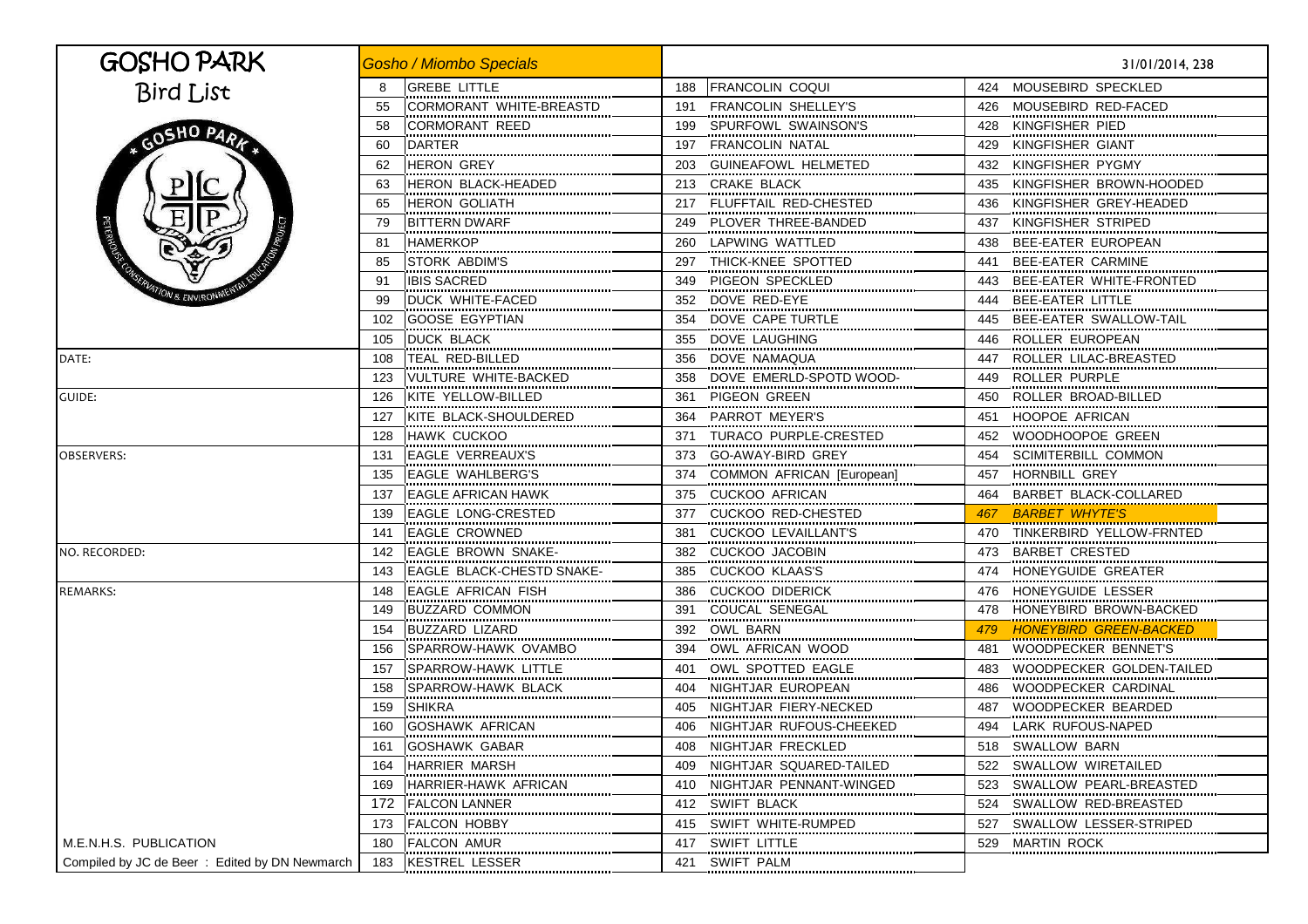# GOSHO PARK

## Bird List

GOSHO PARK

PETERHOUSE CONSERVATION & ENVIRONMENTAL EDUCATION PROJECT

DATE:

GUIDE:

OBSERVERS:

NO. RECORDED:

REMARKS:

M.E.N.H.S. PUBLICATION

Compiled by JC de Beer : Edited by DN Newmarch

*Gosho / Miombo Specials*

31/01/2014, 238

| No. | Species | No. | Species | No. | Species |
|---|---|---|---|---|---|
| 8 | GREBE LITTLE | 188 | FRANCOLIN COQUI | 424 | MOUSEBIRD SPECKLED |
| 55 | CORMORANT WHITE-BREASTD | 191 | FRANCOLIN SHELLEY'S | 426 | MOUSEBIRD RED-FACED |
| 58 | CORMORANT REED | 199 | SPURFOWL SWAINSON'S | 428 | KINGFISHER PIED |
| 60 | DARTER | 197 | FRANCOLIN NATAL | 429 | KINGFISHER GIANT |
| 62 | HERON GREY | 203 | GUINEAFOWL HELMETED | 432 | KINGFISHER PYGMY |
| 63 | HERON BLACK-HEADED | 213 | CRAKE BLACK | 435 | KINGFISHER BROWN-HOODED |
| 65 | HERON GOLIATH | 217 | FLUFFTAIL RED-CHESTED | 436 | KINGFISHER GREY-HEADED |
| 79 | BITTERN DWARF | 249 | PLOVER THREE-BANDED | 437 | KINGFISHER STRIPED |
| 81 | HAMERKOP | 260 | LAPWING WATTLED | 438 | BEE-EATER EUROPEAN |
| 85 | STORK ABDIM'S | 297 | THICK-KNEE SPOTTED | 441 | BEE-EATER CARMINE |
| 91 | IBIS SACRED | 349 | PIGEON SPECKLED | 443 | BEE-EATER WHITE-FRONTED |
| 99 | DUCK WHITE-FACED | 352 | DOVE RED-EYE | 444 | BEE-EATER LITTLE |
| 102 | GOOSE EGYPTIAN | 354 | DOVE CAPE TURTLE | 445 | BEE-EATER SWALLOW-TAIL |
| 105 | DUCK BLACK | 355 | DOVE LAUGHING | 446 | ROLLER EUROPEAN |
| 108 | TEAL RED-BILLED | 356 | DOVE NAMAQUA | 447 | ROLLER LILAC-BREASTED |
| 123 | VULTURE WHITE-BACKED | 358 | DOVE EMERLD-SPOTD WOOD- | 449 | ROLLER PURPLE |
| 126 | KITE YELLOW-BILLED | 361 | PIGEON GREEN | 450 | ROLLER BROAD-BILLED |
| 127 | KITE BLACK-SHOULDERED | 364 | PARROT MEYER'S | 451 | HOOPOE AFRICAN |
| 128 | HAWK CUCKOO | 371 | TURACO PURPLE-CRESTED | 452 | WOODHOOPOE GREEN |
| 131 | EAGLE VERREAUX'S | 373 | GO-AWAY-BIRD GREY | 454 | SCIMITERBILL COMMON |
| 135 | EAGLE WAHLBERG'S | 374 | COMMON AFRICAN [European] | 457 | HORNBILL GREY |
| 137 | EAGLE AFRICAN HAWK | 375 | CUCKOO AFRICAN | 464 | BARBET BLACK-COLLARED |
| 139 | EAGLE LONG-CRESTED | 377 | CUCKOO RED-CHESTED | *467* | *BARBET WHYTE'S* |
| 141 | EAGLE CROWNED | 381 | CUCKOO LEVAILLANT'S | 470 | TINKERBIRD YELLOW-FRNTED |
| 142 | EAGLE BROWN SNAKE- | 382 | CUCKOO JACOBIN | 473 | BARBET CRESTED |
| 143 | EAGLE BLACK-CHESTD SNAKE- | 385 | CUCKOO KLAAS'S | 474 | HONEYGUIDE GREATER |
| 148 | EAGLE AFRICAN FISH | 386 | CUCKOO DIDERICK | 476 | HONEYGUIDE LESSER |
| 149 | BUZZARD COMMON | 391 | COUCAL SENEGAL | 478 | HONEYBIRD BROWN-BACKED |
| 154 | BUZZARD LIZARD | 392 | OWL BARN | *479* | *HONEYBIRD GREEN-BACKED* |
| 156 | SPARROW-HAWK OVAMBO | 394 | OWL AFRICAN WOOD | 481 | WOODPECKER BENNET'S |
| 157 | SPARROW-HAWK LITTLE | 401 | OWL SPOTTED EAGLE | 483 | WOODPECKER GOLDEN-TAILED |
| 158 | SPARROW-HAWK BLACK | 404 | NIGHTJAR EUROPEAN | 486 | WOODPECKER CARDINAL |
| 159 | SHIKRA | 405 | NIGHTJAR FIERY-NECKED | 487 | WOODPECKER BEARDED |
| 160 | GOSHAWK AFRICAN | 406 | NIGHTJAR RUFOUS-CHEEKED | 494 | LARK RUFOUS-NAPED |
| 161 | GOSHAWK GABAR | 408 | NIGHTJAR FRECKLED | 518 | SWALLOW BARN |
| 164 | HARRIER MARSH | 409 | NIGHTJAR SQUARED-TAILED | 522 | SWALLOW WIRETAILED |
| 169 | HARRIER-HAWK AFRICAN | 410 | NIGHTJAR PENNANT-WINGED | 523 | SWALLOW PEARL-BREASTED |
| 172 | FALCON LANNER | 412 | SWIFT BLACK | 524 | SWALLOW RED-BREASTED |
| 173 | FALCON HOBBY | 415 | SWIFT WHITE-RUMPED | 527 | SWALLOW LESSER-STRIPED |
| 180 | FALCON AMUR | 417 | SWIFT LITTLE | 529 | MARTIN ROCK |
| 183 | KESTREL LESSER | 421 | SWIFT PALM | | |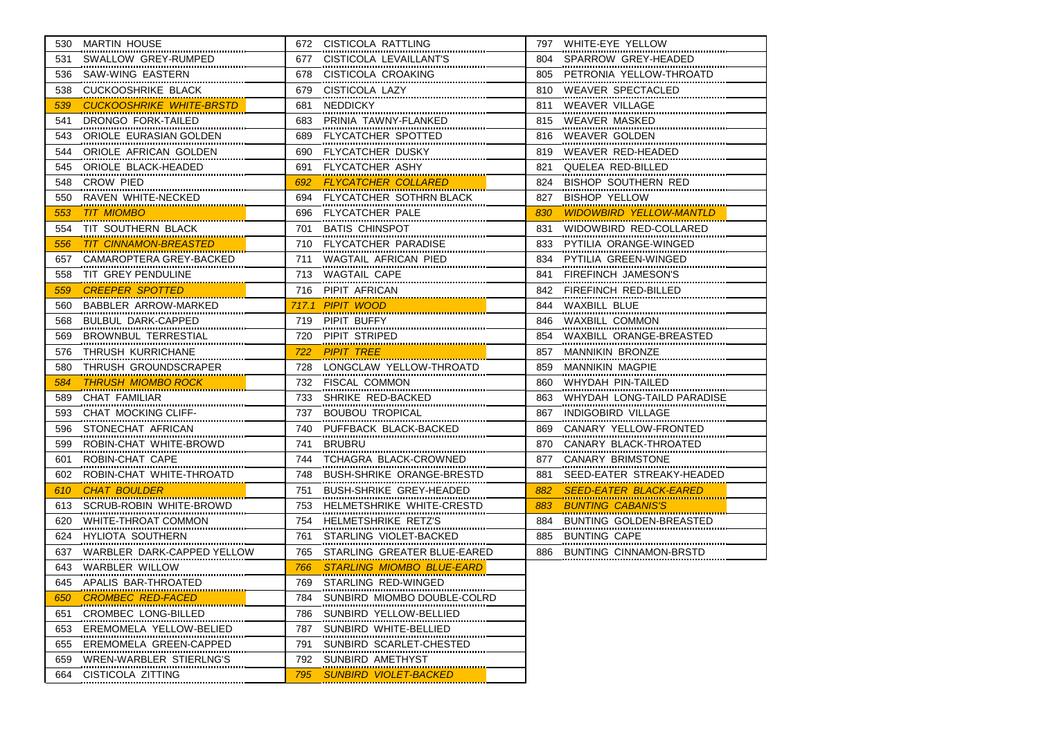| | | | | | |
|---|---|---|---|---|---|
| 530 | MARTIN HOUSE | 672 | CISTICOLA RATTLING | 797 | WHITE-EYE YELLOW |
| 531 | SWALLOW GREY-RUMPED | 677 | CISTICOLA LEVAILLANT'S | 804 | SPARROW GREY-HEADED |
| 536 | SAW-WING EASTERN | 678 | CISTICOLA CROAKING | 805 | PETRONIA YELLOW-THROATD |
| 538 | CUCKOOSHRIKE BLACK | 679 | CISTICOLA LAZY | 810 | WEAVER SPECTACLED |
| *539* | *CUCKOOSHRIKE WHITE-BRSTD* | 681 | NEDDICKY | 811 | WEAVER VILLAGE |
| 541 | DRONGO FORK-TAILED | 683 | PRINIA TAWNY-FLANKED | 815 | WEAVER MASKED |
| 543 | ORIOLE EURASIAN GOLDEN | 689 | FLYCATCHER SPOTTED | 816 | WEAVER GOLDEN |
| 544 | ORIOLE AFRICAN GOLDEN | 690 | FLYCATCHER DUSKY | 819 | WEAVER RED-HEADED |
| 545 | ORIOLE BLACK-HEADED | 691 | FLYCATCHER ASHY | 821 | QUELEA RED-BILLED |
| 548 | CROW PIED | *692* | *FLYCATCHER COLLARED* | 824 | BISHOP SOUTHERN RED |
| 550 | RAVEN WHITE-NECKED | 694 | FLYCATCHER SOTHRN BLACK | 827 | BISHOP YELLOW |
| *553* | *TIT MIOMBO* | 696 | FLYCATCHER PALE | *830* | *WIDOWBIRD YELLOW-MANTLD* |
| 554 | TIT SOUTHERN BLACK | 701 | BATIS CHINSPOT | 831 | WIDOWBIRD RED-COLLARED |
| *556* | *TIT CINNAMON-BREASTED* | 710 | FLYCATCHER PARADISE | 833 | PYTILIA ORANGE-WINGED |
| 657 | CAMAROPTERA GREY-BACKED | 711 | WAGTAIL AFRICAN PIED | 834 | PYTILIA GREEN-WINGED |
| 558 | TIT GREY PENDULINE | 713 | WAGTAIL CAPE | 841 | FIREFINCH JAMESON'S |
| *559* | *CREEPER SPOTTED* | 716 | PIPIT AFRICAN | 842 | FIREFINCH RED-BILLED |
| 560 | BABBLER ARROW-MARKED | *717.1* | *PIPIT WOOD* | 844 | WAXBILL BLUE |
| 568 | BULBUL DARK-CAPPED | 719 | PIPIT BUFFY | 846 | WAXBILL COMMON |
| 569 | BROWNBUL TERRESTIAL | 720 | PIPIT STRIPED | 854 | WAXBILL ORANGE-BREASTED |
| 576 | THRUSH KURRICHANE | *722* | *PIPIT TREE* | 857 | MANNIKIN BRONZE |
| 580 | THRUSH GROUNDSCRAPER | 728 | LONGCLAW YELLOW-THROATD | 859 | MANNIKIN MAGPIE |
| *584* | *THRUSH MIOMBO ROCK* | 732 | FISCAL COMMON | 860 | WHYDAH PIN-TAILED |
| 589 | CHAT FAMILIAR | 733 | SHRIKE RED-BACKED | 863 | WHYDAH LONG-TAILD PARADISE |
| 593 | CHAT MOCKING CLIFF- | 737 | BOUBOU TROPICAL | 867 | INDIGOBIRD VILLAGE |
| 596 | STONECHAT AFRICAN | 740 | PUFFBACK BLACK-BACKED | 869 | CANARY YELLOW-FRONTED |
| 599 | ROBIN-CHAT WHITE-BROWD | 741 | BRUBRU | 870 | CANARY BLACK-THROATED |
| 601 | ROBIN-CHAT CAPE | 744 | TCHAGRA BLACK-CROWNED | 877 | CANARY BRIMSTONE |
| 602 | ROBIN-CHAT WHITE-THROATD | 748 | BUSH-SHRIKE ORANGE-BRESTD | 881 | SEED-EATER STREAKY-HEADED |
| *610* | *CHAT BOULDER* | 751 | BUSH-SHRIKE GREY-HEADED | *882* | *SEED-EATER BLACK-EARED* |
| 613 | SCRUB-ROBIN WHITE-BROWD | 753 | HELMETSHRIKE WHITE-CRESTD | *883* | *BUNTING CABANIS'S* |
| 620 | WHITE-THROAT COMMON | 754 | HELMETSHRIKE RETZ'S | 884 | BUNTING GOLDEN-BREASTED |
| 624 | HYLIOTA SOUTHERN | 761 | STARLING VIOLET-BACKED | 885 | BUNTING CAPE |
| 637 | WARBLER DARK-CAPPED YELLOW | 765 | STARLING GREATER BLUE-EARED | 886 | BUNTING CINNAMON-BRSTD |
| 643 | WARBLER WILLOW | *766* | *STARLING MIOMBO BLUE-EARD* | | |
| 645 | APALIS BAR-THROATED | 769 | STARLING RED-WINGED | | |
| *650* | *CROMBEC RED-FACED* | 784 | SUNBIRD MIOMBO DOUBLE-COLRD | | |
| 651 | CROMBEC LONG-BILLED | 786 | SUNBIRD YELLOW-BELLIED | | |
| 653 | EREMOMELA YELLOW-BELIED | 787 | SUNBIRD WHITE-BELLIED | | |
| 655 | EREMOMELA GREEN-CAPPED | 791 | SUNBIRD SCARLET-CHESTED | | |
| 659 | WREN-WARBLER STIERLNG'S | 792 | SUNBIRD AMETHYST | | |
| 664 | CISTICOLA ZITTING | *795* | *SUNBIRD VIOLET-BACKED* | | |